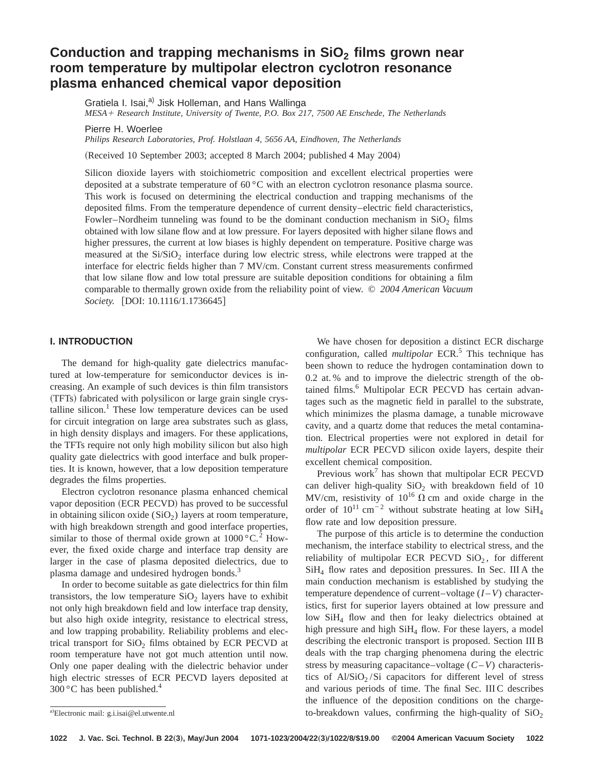# Conduction and trapping mechanisms in $SiO_2$ films grown near room temperature by multipolar electron cyclotron resonance plasma enhanced chemical vapor deposition

Gratiela I. Isai,[a)] Jisk Holleman, and Hans Wallinga
*MESA+ Research Institute, University of Twente, P.O. Box 217, 7500 AE Enschede, The Netherlands*

Pierre H. Woerlee
*Philips Research Laboratories, Prof. Holstlaan 4, 5656 AA, Eindhoven, The Netherlands*

(Received 10 September 2003; accepted 8 March 2004; published 4 May 2004)

Silicon dioxide layers with stoichiometric composition and excellent electrical properties were deposited at a substrate temperature of 60 °C with an electron cyclotron resonance plasma source. This work is focused on determining the electrical conduction and trapping mechanisms of the deposited films. From the temperature dependence of current density–electric field characteristics, Fowler–Nordheim tunneling was found to be the dominant conduction mechanism in $SiO_2$ films obtained with low silane flow and at low pressure. For layers deposited with higher silane flows and higher pressures, the current at low biases is highly dependent on temperature. Positive charge was measured at the $Si/SiO_2$ interface during low electric stress, while electrons were trapped at the interface for electric fields higher than 7 MV/cm. Constant current stress measurements confirmed that low silane flow and low total pressure are suitable deposition conditions for obtaining a film comparable to thermally grown oxide from the reliability point of view. © *2004 American Vacuum Society.* [DOI: 10.1116/1.1736645]

## I. INTRODUCTION

The demand for high-quality gate dielectrics manufactured at low-temperature for semiconductor devices is increasing. An example of such devices is thin film transistors (TFTs) fabricated with polysilicon or large grain single crystalline silicon.[1] These low temperature devices can be used for circuit integration on large area substrates such as glass, in high density displays and imagers. For these applications, the TFTs require not only high mobility silicon but also high quality gate dielectrics with good interface and bulk properties. It is known, however, that a low deposition temperature degrades the films properties.

Electron cyclotron resonance plasma enhanced chemical vapor deposition (ECR PECVD) has proved to be successful in obtaining silicon oxide ($SiO_2$) layers at room temperature, with high breakdown strength and good interface properties, similar to those of thermal oxide grown at 1000 °C.[2] However, the fixed oxide charge and interface trap density are larger in the case of plasma deposited dielectrics, due to plasma damage and undesired hydrogen bonds.[3]

In order to become suitable as gate dielectrics for thin film transistors, the low temperature $SiO_2$ layers have to exhibit not only high breakdown field and low interface trap density, but also high oxide integrity, resistance to electrical stress, and low trapping probability. Reliability problems and electrical transport for $SiO_2$ films obtained by ECR PECVD at room temperature have not got much attention until now. Only one paper dealing with the dielectric behavior under high electric stresses of ECR PECVD layers deposited at 300 °C has been published.[4]

We have chosen for deposition a distinct ECR discharge configuration, called *multipolar* ECR.[5] This technique has been shown to reduce the hydrogen contamination down to 0.2 at. % and to improve the dielectric strength of the obtained films.[6] Multipolar ECR PECVD has certain advantages such as the magnetic field in parallel to the substrate, which minimizes the plasma damage, a tunable microwave cavity, and a quartz dome that reduces the metal contamination. Electrical properties were not explored in detail for *multipolar* ECR PECVD silicon oxide layers, despite their excellent chemical composition.

Previous work[7] has shown that multipolar ECR PECVD can deliver high-quality $SiO_2$ with breakdown field of 10 MV/cm, resistivity of $10^{16}$ Ω cm and oxide charge in the order of $10^{11}$ $cm^{-2}$ without substrate heating at low $SiH_4$ flow rate and low deposition pressure.

The purpose of this article is to determine the conduction mechanism, the interface stability to electrical stress, and the reliability of multipolar ECR PECVD $SiO_2$, for different $SiH_4$ flow rates and deposition pressures. In Sec. III A the main conduction mechanism is established by studying the temperature dependence of current–voltage ($I$–$V$) characteristics, first for superior layers obtained at low pressure and low $SiH_4$ flow and then for leaky dielectrics obtained at high pressure and high $SiH_4$ flow. For these layers, a model describing the electronic transport is proposed. Section III B deals with the trap charging phenomena during the electric stress by measuring capacitance–voltage ($C$–$V$) characteristics of $Al/SiO_2/Si$ capacitors for different level of stress and various periods of time. The final Sec. III C describes the influence of the deposition conditions on the charge-to-breakdown values, confirming the high-quality of $SiO_2$

[a)]Electronic mail: g.i.isai@el.utwente.nl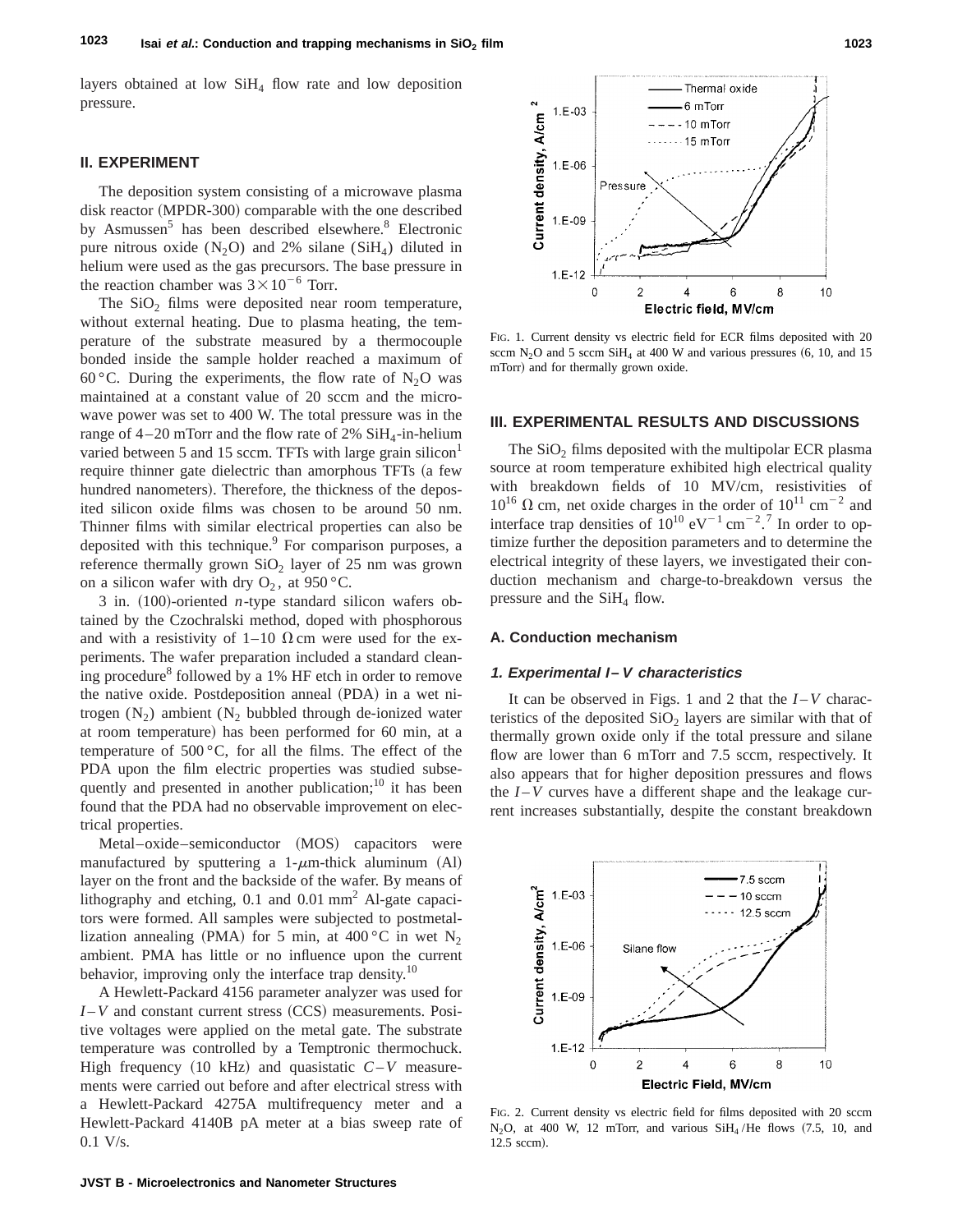layers obtained at low $SiH_4$ flow rate and low deposition pressure.

## II. EXPERIMENT

The deposition system consisting of a microwave plasma disk reactor (MPDR-300) comparable with the one described by Asmussen[5] has been described elsewhere.[8] Electronic pure nitrous oxide ($N_2O$) and 2% silane ($SiH_4$) diluted in helium were used as the gas precursors. The base pressure in the reaction chamber was $3\times10^{-6}$ Torr.

The $SiO_2$ films were deposited near room temperature, without external heating. Due to plasma heating, the temperature of the substrate measured by a thermocouple bonded inside the sample holder reached a maximum of 60 °C. During the experiments, the flow rate of $N_2O$ was maintained at a constant value of 20 sccm and the microwave power was set to 400 W. The total pressure was in the range of 4–20 mTorr and the flow rate of 2% $SiH_4$-in-helium varied between 5 and 15 sccm. TFTs with large grain silicon[1] require thinner gate dielectric than amorphous TFTs (a few hundred nanometers). Therefore, the thickness of the deposited silicon oxide films was chosen to be around 50 nm. Thinner films with similar electrical properties can also be deposited with this technique.[9] For comparison purposes, a reference thermally grown $SiO_2$ layer of 25 nm was grown on a silicon wafer with dry $O_2$, at 950 °C.

3 in. (100)-oriented *n*-type standard silicon wafers obtained by the Czochralski method, doped with phosphorous and with a resistivity of 1–10 Ω cm were used for the experiments. The wafer preparation included a standard cleaning procedure[8] followed by a 1% HF etch in order to remove the native oxide. Postdeposition anneal (PDA) in a wet nitrogen ($N_2$) ambient ($N_2$ bubbled through de-ionized water at room temperature) has been performed for 60 min, at a temperature of 500 °C, for all the films. The effect of the PDA upon the film electric properties was studied subsequently and presented in another publication;[10] it has been found that the PDA had no observable improvement on electrical properties.

Metal–oxide–semiconductor (MOS) capacitors were manufactured by sputtering a 1-$\mu$m-thick aluminum (Al) layer on the front and the backside of the wafer. By means of lithography and etching, 0.1 and 0.01 $mm^2$ Al-gate capacitors were formed. All samples were subjected to postmetallization annealing (PMA) for 5 min, at 400 °C in wet $N_2$ ambient. PMA has little or no influence upon the current behavior, improving only the interface trap density.[10]

A Hewlett-Packard 4156 parameter analyzer was used for $I-V$ and constant current stress (CCS) measurements. Positive voltages were applied on the metal gate. The substrate temperature was controlled by a Temptronic thermochuck. High frequency (10 kHz) and quasistatic $C-V$ measurements were carried out before and after electrical stress with a Hewlett-Packard 4275A multifrequency meter and a Hewlett-Packard 4140B pA meter at a bias sweep rate of 0.1 V/s.

FIG. 1. Current density vs electric field for ECR films deposited with 20 sccm $N_2O$ and 5 sccm $SiH_4$ at 400 W and various pressures (6, 10, and 15 mTorr) and for thermally grown oxide.

## III. EXPERIMENTAL RESULTS AND DISCUSSIONS

The $SiO_2$ films deposited with the multipolar ECR plasma source at room temperature exhibited high electrical quality with breakdown fields of 10 MV/cm, resistivities of $10^{16}$ Ω cm, net oxide charges in the order of $10^{11}$ $cm^{-2}$ and interface trap densities of $10^{10}$ $eV^{-1}$ $cm^{-2}$.[7] In order to optimize further the deposition parameters and to determine the electrical integrity of these layers, we investigated their conduction mechanism and charge-to-breakdown versus the pressure and the $SiH_4$ flow.

### A. Conduction mechanism

#### 1. Experimental $I-V$ characteristics

It can be observed in Figs. 1 and 2 that the $I-V$ characteristics of the deposited $SiO_2$ layers are similar with that of thermally grown oxide only if the total pressure and silane flow are lower than 6 mTorr and 7.5 sccm, respectively. It also appears that for higher deposition pressures and flows the $I-V$ curves have a different shape and the leakage current increases substantially, despite the constant breakdown

FIG. 2. Current density vs electric field for films deposited with 20 sccm $N_2O$, at 400 W, 12 mTorr, and various $SiH_4$/He flows (7.5, 10, and 12.5 sccm).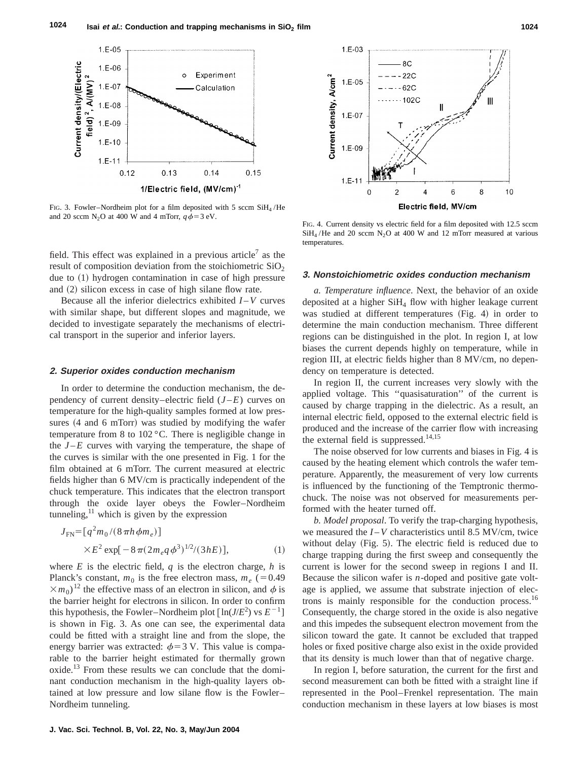FIG. 3. Fowler–Nordheim plot for a film deposited with 5 sccm $SiH_4$/He and 20 sccm $N_2O$ at 400 W and 4 mTorr, $q\phi = 3$ eV.

FIG. 4. Current density vs electric field for a film deposited with 12.5 sccm $SiH_4$/He and 20 sccm $N_2O$ at 400 W and 12 mTorr measured at various temperatures.

field. This effect was explained in a previous article[7] as the result of composition deviation from the stoichiometric $SiO_2$ due to (1) hydrogen contamination in case of high pressure and (2) silicon excess in case of high silane flow rate.

Because all the inferior dielectrics exhibited $I$–$V$ curves with similar shape, but different slopes and magnitude, we decided to investigate separately the mechanisms of electrical transport in the superior and inferior layers.

### 2. Superior oxides conduction mechanism

In order to determine the conduction mechanism, the dependency of current density–electric field ($J$–$E$) curves on temperature for the high-quality samples formed at low pressures (4 and 6 mTorr) was studied by modifying the wafer temperature from 8 to 102 °C. There is negligible change in the $J$–$E$ curves with varying the temperature, the shape of the curves is similar with the one presented in Fig. 1 for the film obtained at 6 mTorr. The current measured at electric fields higher than 6 MV/cm is practically independent of the chuck temperature. This indicates that the electron transport through the oxide layer obeys the Fowler–Nordheim tunneling,[11] which is given by the expression

$$J_{FN} = [q^2 m_0/(8\pi h \phi m_e)] \times E^2 \exp[-8\pi(2m_e q\phi^3)^{1/2}/(3hE)], \qquad (1)$$

where $E$ is the electric field, $q$ is the electron charge, $h$ is Planck's constant, $m_0$ is the free electron mass, $m_e$ ($=0.49 \times m_0$)[12] the effective mass of an electron in silicon, and $\phi$ is the barrier height for electrons in silicon. In order to confirm this hypothesis, the Fowler–Nordheim plot [$\ln(J/E^2)$ vs $E^{-1}$] is shown in Fig. 3. As one can see, the experimental data could be fitted with a straight line and from the slope, the energy barrier was extracted: $\phi = 3$ V. This value is comparable to the barrier height estimated for thermally grown oxide.[13] From these results we can conclude that the dominant conduction mechanism in the high-quality layers obtained at low pressure and low silane flow is the Fowler–Nordheim tunneling.

### 3. Nonstoichiometric oxides conduction mechanism

*a. Temperature influence*. Next, the behavior of an oxide deposited at a higher $SiH_4$ flow with higher leakage current was studied at different temperatures (Fig. 4) in order to determine the main conduction mechanism. Three different regions can be distinguished in the plot. In region I, at low biases the current depends highly on temperature, while in region III, at electric fields higher than 8 MV/cm, no dependency on temperature is detected.

In region II, the current increases very slowly with the applied voltage. This ''quasisaturation'' of the current is caused by charge trapping in the dielectric. As a result, an internal electric field, opposed to the external electric field is produced and the increase of the carrier flow with increasing the external field is suppressed.[14,15]

The noise observed for low currents and biases in Fig. 4 is caused by the heating element which controls the wafer temperature. Apparently, the measurement of very low currents is influenced by the functioning of the Temptronic thermochuck. The noise was not observed for measurements performed with the heater turned off.

*b. Model proposal*. To verify the trap-charging hypothesis, we measured the $I$–$V$ characteristics until 8.5 MV/cm, twice without delay (Fig. 5). The electric field is reduced due to charge trapping during the first sweep and consequently the current is lower for the second sweep in regions I and II. Because the silicon wafer is $n$-doped and positive gate voltage is applied, we assume that substrate injection of electrons is mainly responsible for the conduction process.[16] Consequently, the charge stored in the oxide is also negative and this impedes the subsequent electron movement from the silicon toward the gate. It cannot be excluded that trapped holes or fixed positive charge also exist in the oxide provided that its density is much lower than that of negative charge.

In region I, before saturation, the current for the first and second measurement can both be fitted with a straight line if represented in the Pool–Frenkel representation. The main conduction mechanism in these layers at low biases is most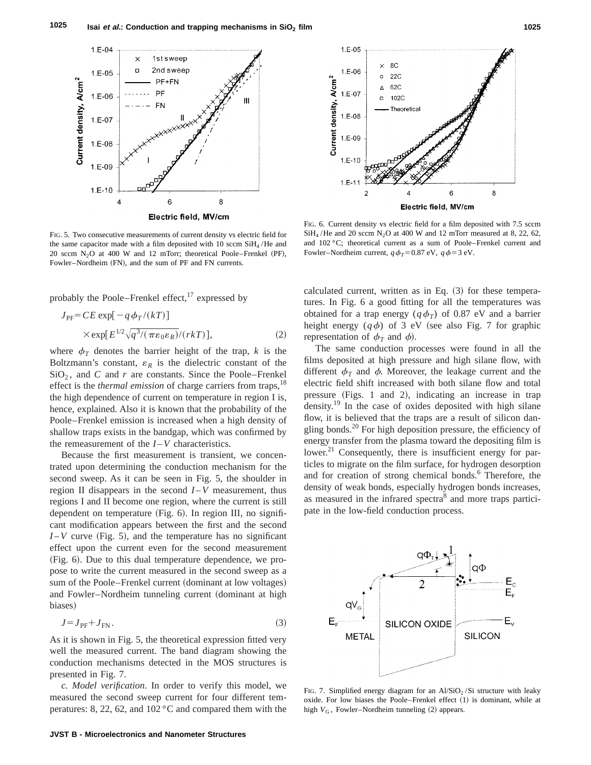FIG. 5. Two consecutive measurements of current density vs electric field for the same capacitor made with a film deposited with 10 sccm $SiH_4$/He and 20 sccm $N_2O$ at 400 W and 12 mTorr; theoretical Poole–Frenkel (PF), Fowler–Nordheim (FN), and the sum of PF and FN currents.

FIG. 6. Current density vs electric field for a film deposited with 7.5 sccm $SiH_4$/He and 20 sccm $N_2O$ at 400 W and 12 mTorr measured at 8, 22, 62, and 102 °C; theoretical current as a sum of Poole–Frenkel current and Fowler–Nordheim current, $q\phi_T = 0.87$ eV, $q\phi = 3$ eV.

probably the Poole–Frenkel effect,[17] expressed by

$$J_{PF} = CE \exp[-q\phi_T/(kT)] \times \exp[E^{1/2}\sqrt{q^3/(\pi\varepsilon_0\varepsilon_R)}/(rkT)], \tag{2}$$

where $\phi_T$ denotes the barrier height of the trap, $k$ is the Boltzmann's constant, $\varepsilon_R$ is the dielectric constant of the $SiO_2$, and $C$ and $r$ are constants. Since the Poole–Frenkel effect is the *thermal emission* of charge carriers from traps,[18] the high dependence of current on temperature in region I is, hence, explained. Also it is known that the probability of the Poole–Frenkel emission is increased when a high density of shallow traps exists in the bandgap, which was confirmed by the remeasurement of the $I$–$V$ characteristics.

Because the first measurement is transient, we concentrated upon determining the conduction mechanism for the second sweep. As it can be seen in Fig. 5, the shoulder in region II disappears in the second $I$–$V$ measurement, thus regions I and II become one region, where the current is still dependent on temperature (Fig. 6). In region III, no significant modification appears between the first and the second $I$–$V$ curve (Fig. 5), and the temperature has no significant effect upon the current even for the second measurement (Fig. 6). Due to this dual temperature dependence, we propose to write the current measured in the second sweep as a sum of the Poole–Frenkel current (dominant at low voltages) and Fowler–Nordheim tunneling current (dominant at high biases)

$$J = J_{PF} + J_{FN}. \tag{3}$$

As it is shown in Fig. 5, the theoretical expression fitted very well the measured current. The band diagram showing the conduction mechanisms detected in the MOS structures is presented in Fig. 7.

*c. Model verification*. In order to verify this model, we measured the second sweep current for four different temperatures: 8, 22, 62, and 102 °C and compared them with the calculated current, written as in Eq. (3) for these temperatures. In Fig. 6 a good fitting for all the temperatures was obtained for a trap energy ($q\phi_T$) of 0.87 eV and a barrier height energy ($q\phi$) of 3 eV (see also Fig. 7 for graphic representation of $\phi_T$ and $\phi$).

The same conduction processes were found in all the films deposited at high pressure and high silane flow, with different $\phi_T$ and $\phi$. Moreover, the leakage current and the electric field shift increased with both silane flow and total pressure (Figs. 1 and 2), indicating an increase in trap density.[19] In the case of oxides deposited with high silane flow, it is believed that the traps are a result of silicon dangling bonds.[20] For high deposition pressure, the efficiency of energy transfer from the plasma toward the depositing film is lower.[21] Consequently, there is insufficient energy for particles to migrate on the film surface, for hydrogen desorption and for creation of strong chemical bonds.[6] Therefore, the density of weak bonds, especially hydrogen bonds increases, as measured in the infrared spectra[8] and more traps participate in the low-field conduction process.

FIG. 7. Simplified energy diagram for an $Al/SiO_2/Si$ structure with leaky oxide. For low biases the Poole–Frenkel effect (1) is dominant, while at high $V_G$, Fowler–Nordheim tunneling (2) appears.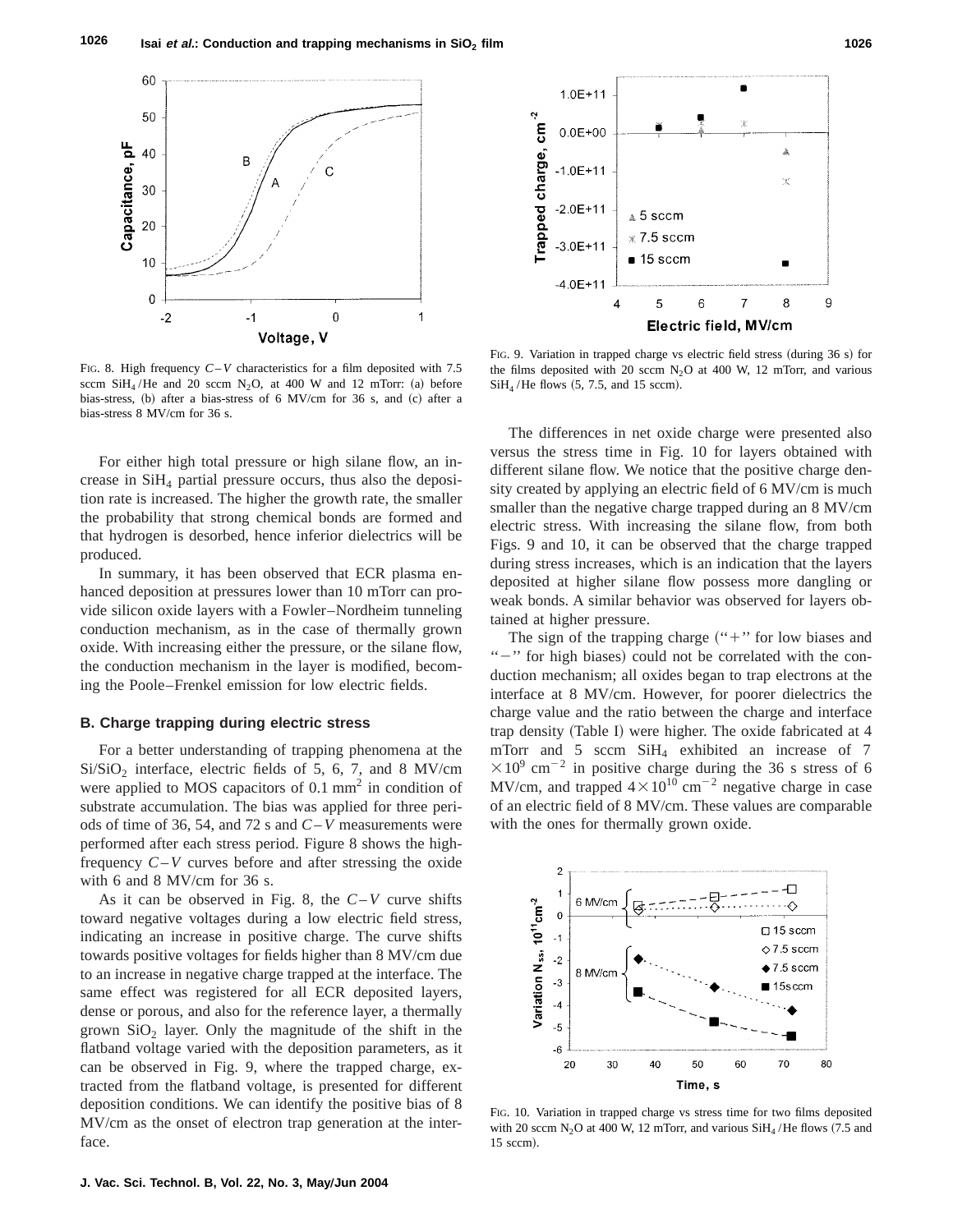FIG. 8. High frequency $C$–$V$ characteristics for a film deposited with 7.5 sccm $SiH_4$/He and 20 sccm $N_2O$, at 400 W and 12 mTorr: (a) before bias-stress, (b) after a bias-stress of 6 MV/cm for 36 s, and (c) after a bias-stress 8 MV/cm for 36 s.

FIG. 9. Variation in trapped charge vs electric field stress (during 36 s) for the films deposited with 20 sccm $N_2O$ at 400 W, 12 mTorr, and various $SiH_4$/He flows (5, 7.5, and 15 sccm).

For either high total pressure or high silane flow, an increase in $SiH_4$ partial pressure occurs, thus also the deposition rate is increased. The higher the growth rate, the smaller the probability that strong chemical bonds are formed and that hydrogen is desorbed, hence inferior dielectrics will be produced.

In summary, it has been observed that ECR plasma enhanced deposition at pressures lower than 10 mTorr can provide silicon oxide layers with a Fowler–Nordheim tunneling conduction mechanism, as in the case of thermally grown oxide. With increasing either the pressure, or the silane flow, the conduction mechanism in the layer is modified, becoming the Poole–Frenkel emission for low electric fields.

### B. Charge trapping during electric stress

For a better understanding of trapping phenomena at the $Si/SiO_2$ interface, electric fields of 5, 6, 7, and 8 MV/cm were applied to MOS capacitors of 0.1 $mm^2$ in condition of substrate accumulation. The bias was applied for three periods of time of 36, 54, and 72 s and $C$–$V$ measurements were performed after each stress period. Figure 8 shows the high-frequency $C$–$V$ curves before and after stressing the oxide with 6 and 8 MV/cm for 36 s.

As it can be observed in Fig. 8, the $C$–$V$ curve shifts toward negative voltages during a low electric field stress, indicating an increase in positive charge. The curve shifts towards positive voltages for fields higher than 8 MV/cm due to an increase in negative charge trapped at the interface. The same effect was registered for all ECR deposited layers, dense or porous, and also for the reference layer, a thermally grown $SiO_2$ layer. Only the magnitude of the shift in the flatband voltage varied with the deposition parameters, as it can be observed in Fig. 9, where the trapped charge, extracted from the flatband voltage, is presented for different deposition conditions. We can identify the positive bias of 8 MV/cm as the onset of electron trap generation at the interface.

The differences in net oxide charge were presented also versus the stress time in Fig. 10 for layers obtained with different silane flow. We notice that the positive charge density created by applying an electric field of 6 MV/cm is much smaller than the negative charge trapped during an 8 MV/cm electric stress. With increasing the silane flow, from both Figs. 9 and 10, it can be observed that the charge trapped during stress increases, which is an indication that the layers deposited at higher silane flow possess more dangling or weak bonds. A similar behavior was observed for layers obtained at higher pressure.

The sign of the trapping charge ("+" for low biases and "−" for high biases) could not be correlated with the conduction mechanism; all oxides began to trap electrons at the interface at 8 MV/cm. However, for poorer dielectrics the charge value and the ratio between the charge and interface trap density (Table I) were higher. The oxide fabricated at 4 mTorr and 5 sccm $SiH_4$ exhibited an increase of $7\times10^9$ $cm^{-2}$ in positive charge during the 36 s stress of 6 MV/cm, and trapped $4\times10^{10}$ $cm^{-2}$ negative charge in case of an electric field of 8 MV/cm. These values are comparable with the ones for thermally grown oxide.

FIG. 10. Variation in trapped charge vs stress time for two films deposited with 20 sccm $N_2O$ at 400 W, 12 mTorr, and various $SiH_4$/He flows (7.5 and 15 sccm).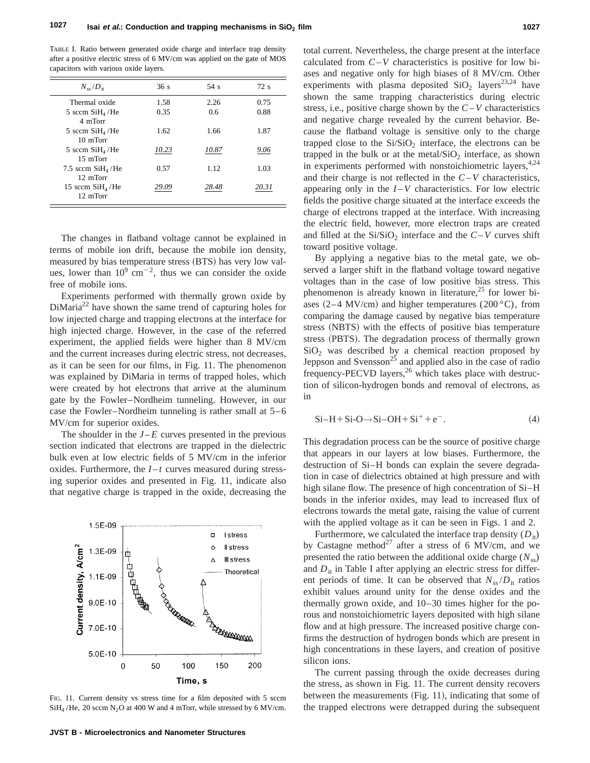TABLE I. Ratio between generated oxide charge and interface trap density after a positive electric stress of 6 MV/cm was applied on the gate of MOS capacitors with various oxide layers.

| $N_{ss}/D_{it}$ | 36 s | 54 s | 72 s |
|---|---|---|---|
| Thermal oxide | 1.58 | 2.26 | 0.75 |
| 5 sccm $SiH_4$/He 4 mTorr | 0.35 | 0.6 | 0.88 |
| 5 sccm $SiH_4$/He 10 mTorr | 1.62 | 1.66 | 1.87 |
| 5 sccm $SiH_4$/He 15 mTorr | *10.23* | *10.87* | *9.06* |
| 7.5 sccm $SiH_4$/He 12 mTorr | 0.57 | 1.12 | 1.03 |
| 15 sccm $SiH_4$/He 12 mTorr | *29.09* | *28.48* | *20.31* |

The changes in flatband voltage cannot be explained in terms of mobile ion drift, because the mobile ion density, measured by bias temperature stress (BTS) has very low values, lower than $10^9$ cm$^{-2}$, thus we can consider the oxide free of mobile ions.

Experiments performed with thermally grown oxide by DiMaria[22] have shown the same trend of capturing holes for low injected charge and trapping electrons at the interface for high injected charge. However, in the case of the referred experiment, the applied fields were higher than 8 MV/cm and the current increases during electric stress, not decreases, as it can be seen for our films, in Fig. 11. The phenomenon was explained by DiMaria in terms of trapped holes, which were created by hot electrons that arrive at the aluminum gate by the Fowler–Nordheim tunneling. However, in our case the Fowler–Nordheim tunneling is rather small at 5–6 MV/cm for superior oxides.

The shoulder in the $J$–$E$ curves presented in the previous section indicated that electrons are trapped in the dielectric bulk even at low electric fields of 5 MV/cm in the inferior oxides. Furthermore, the $I$–$t$ curves measured during stressing superior oxides and presented in Fig. 11, indicate also that negative charge is trapped in the oxide, decreasing the total current. Nevertheless, the charge present at the interface calculated from $C$–$V$ characteristics is positive for low biases and negative only for high biases of 8 MV/cm. Other experiments with plasma deposited $SiO_2$ layers[23,24] have shown the same trapping characteristics during electric stress, i.e., positive charge shown by the $C$–$V$ characteristics and negative charge revealed by the current behavior. Because the flatband voltage is sensitive only to the charge trapped close to the $Si/SiO_2$ interface, the electrons can be trapped in the bulk or at the metal/$SiO_2$ interface, as shown in experiments performed with nonstoichiometric layers,[4,24] and their charge is not reflected in the $C$–$V$ characteristics, appearing only in the $I$–$V$ characteristics. For low electric fields the positive charge situated at the interface exceeds the charge of electrons trapped at the interface. With increasing the electric field, however, more electron traps are created and filled at the $Si/SiO_2$ interface and the $C$–$V$ curves shift toward positive voltage.

FIG. 11. Current density vs stress time for a film deposited with 5 sccm $SiH_4$/He, 20 sccm $N_2O$ at 400 W and 4 mTorr, while stressed by 6 MV/cm.

By applying a negative bias to the metal gate, we observed a larger shift in the flatband voltage toward negative voltages than in the case of low positive bias stress. This phenomenon is already known in literature,[25] for lower biases (2–4 MV/cm) and higher temperatures (200 °C), from comparing the damage caused by negative bias temperature stress (NBTS) with the effects of positive bias temperature stress (PBTS). The degradation process of thermally grown $SiO_2$ was described by a chemical reaction proposed by Jeppson and Svensson[25] and applied also in the case of radio frequency-PECVD layers,[26] which takes place with destruction of silicon-hydrogen bonds and removal of electrons, as in

$$\text{Si–H} + \text{Si-O} \rightarrow \text{Si–OH} + \text{Si}^+ + e^-. \tag{4}$$

This degradation process can be the source of positive charge that appears in our layers at low biases. Furthermore, the destruction of Si–H bonds can explain the severe degradation in case of dielectrics obtained at high pressure and with high silane flow. The presence of high concentration of Si–H bonds in the inferior oxides, may lead to increased flux of electrons towards the metal gate, raising the value of current with the applied voltage as it can be seen in Figs. 1 and 2.

Furthermore, we calculated the interface trap density ($D_{it}$) by Castagne method[27] after a stress of 6 MV/cm, and we presented the ratio between the additional oxide charge ($N_{ss}$) and $D_{it}$ in Table I after applying an electric stress for different periods of time. It can be observed that $N_{ss}/D_{it}$ ratios exhibit values around unity for the dense oxides and the thermally grown oxide, and 10–30 times higher for the porous and nonstoichiometric layers deposited with high silane flow and at high pressure. The increased positive charge confirms the destruction of hydrogen bonds which are present in high concentrations in these layers, and creation of positive silicon ions.

The current passing through the oxide decreases during the stress, as shown in Fig. 11. The current density recovers between the measurements (Fig. 11), indicating that some of the trapped electrons were detrapped during the subsequent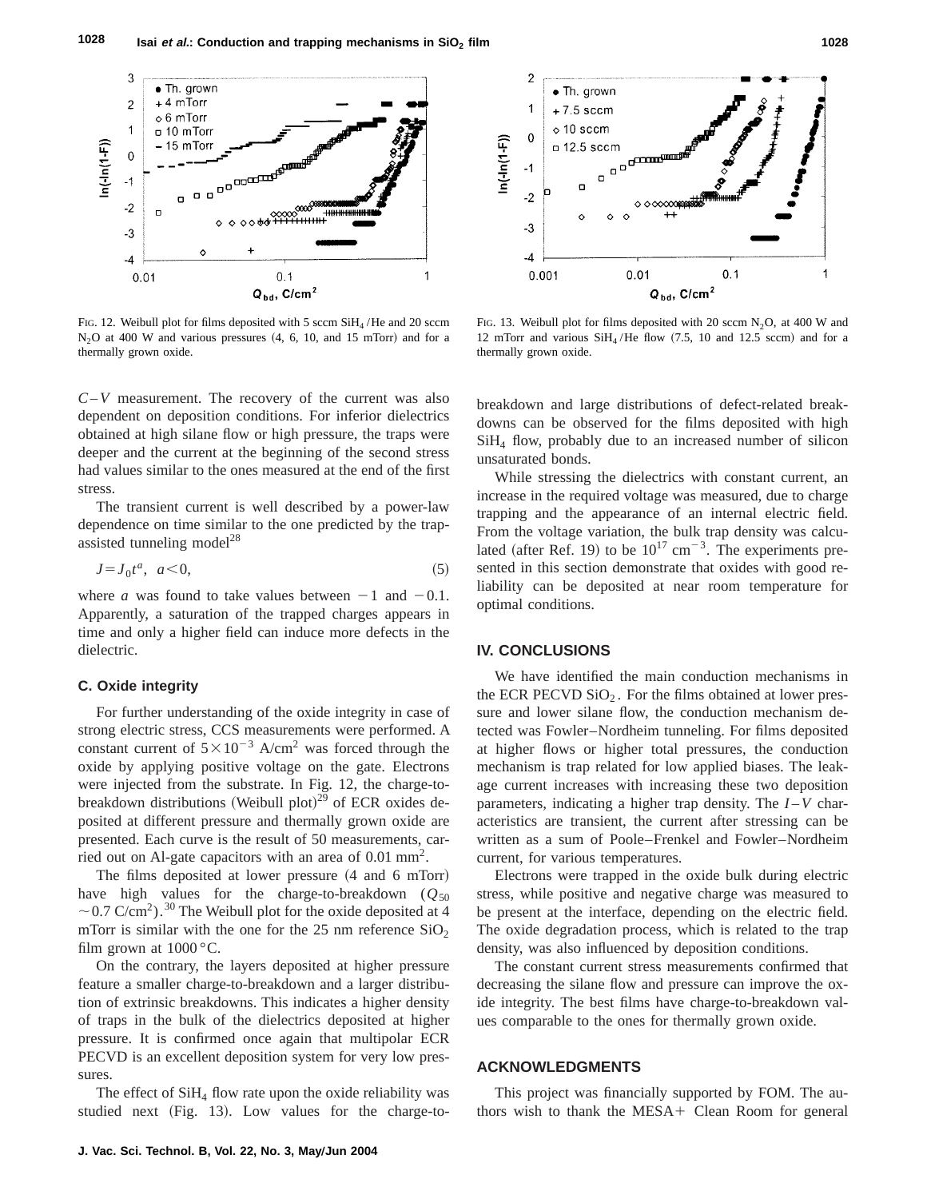FIG. 12. Weibull plot for films deposited with 5 sccm $SiH_4$/He and 20 sccm $N_2O$ at 400 W and various pressures (4, 6, 10, and 15 mTorr) and for a thermally grown oxide.

FIG. 13. Weibull plot for films deposited with 20 sccm $N_2O$, at 400 W and 12 mTorr and various $SiH_4$/He flow (7.5, 10 and 12.5 sccm) and for a thermally grown oxide.

$C$–$V$ measurement. The recovery of the current was also dependent on deposition conditions. For inferior dielectrics obtained at high silane flow or high pressure, the traps were deeper and the current at the beginning of the second stress had values similar to the ones measured at the end of the first stress.

The transient current is well described by a power-law dependence on time similar to the one predicted by the trap-assisted tunneling model[28]

$$J = J_0 t^a, \quad a < 0, \tag{5}$$

where $a$ was found to take values between $-1$ and $-0.1$. Apparently, a saturation of the trapped charges appears in time and only a higher field can induce more defects in the dielectric.

### C. Oxide integrity

For further understanding of the oxide integrity in case of strong electric stress, CCS measurements were performed. A constant current of $5 \times 10^{-3}$ A/cm$^2$ was forced through the oxide by applying positive voltage on the gate. Electrons were injected from the substrate. In Fig. 12, the charge-to-breakdown distributions (Weibull plot)[29] of ECR oxides deposited at different pressure and thermally grown oxide are presented. Each curve is the result of 50 measurements, carried out on Al-gate capacitors with an area of 0.01 mm$^2$.

The films deposited at lower pressure (4 and 6 mTorr) have high values for the charge-to-breakdown ($Q_{50}$ $\sim 0.7$ C/cm$^2$).[30] The Weibull plot for the oxide deposited at 4 mTorr is similar with the one for the 25 nm reference $SiO_2$ film grown at 1000 °C.

On the contrary, the layers deposited at higher pressure feature a smaller charge-to-breakdown and a larger distribution of extrinsic breakdowns. This indicates a higher density of traps in the bulk of the dielectrics deposited at higher pressure. It is confirmed once again that multipolar ECR PECVD is an excellent deposition system for very low pressures.

The effect of $SiH_4$ flow rate upon the oxide reliability was studied next (Fig. 13). Low values for the charge-to-breakdown and large distributions of defect-related breakdowns can be observed for the films deposited with high $SiH_4$ flow, probably due to an increased number of silicon unsaturated bonds.

While stressing the dielectrics with constant current, an increase in the required voltage was measured, due to charge trapping and the appearance of an internal electric field. From the voltage variation, the bulk trap density was calculated (after Ref. 19) to be $10^{17}$ cm$^{-3}$. The experiments presented in this section demonstrate that oxides with good reliability can be deposited at near room temperature for optimal conditions.

## IV. CONCLUSIONS

We have identified the main conduction mechanisms in the ECR PECVD $SiO_2$. For the films obtained at lower pressure and lower silane flow, the conduction mechanism detected was Fowler–Nordheim tunneling. For films deposited at higher flows or higher total pressures, the conduction mechanism is trap related for low applied biases. The leakage current increases with increasing these two deposition parameters, indicating a higher trap density. The $I$–$V$ characteristics are transient, the current after stressing can be written as a sum of Poole–Frenkel and Fowler–Nordheim current, for various temperatures.

Electrons were trapped in the oxide bulk during electric stress, while positive and negative charge was measured to be present at the interface, depending on the electric field. The oxide degradation process, which is related to the trap density, was also influenced by deposition conditions.

The constant current stress measurements confirmed that decreasing the silane flow and pressure can improve the oxide integrity. The best films have charge-to-breakdown values comparable to the ones for thermally grown oxide.

## ACKNOWLEDGMENTS

This project was financially supported by FOM. The authors wish to thank the MESA+ Clean Room for general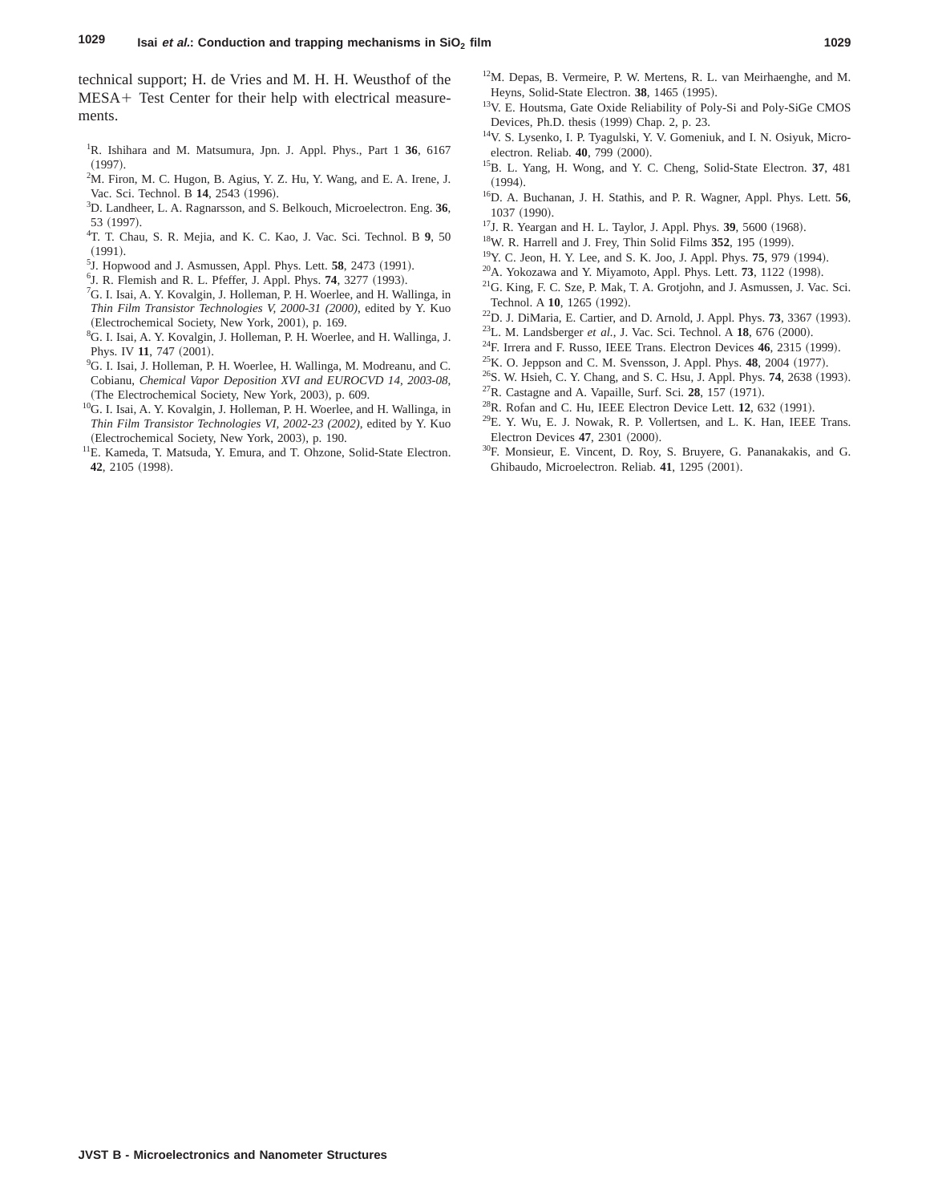technical support; H. de Vries and M. H. H. Weusthof of the MESA+ Test Center for their help with electrical measurements.

[1]R. Ishihara and M. Matsumura, Jpn. J. Appl. Phys., Part 1 **36**, 6167 (1997).
[2]M. Firon, M. C. Hugon, B. Agius, Y. Z. Hu, Y. Wang, and E. A. Irene, J. Vac. Sci. Technol. B **14**, 2543 (1996).
[3]D. Landheer, L. A. Ragnarsson, and S. Belkouch, Microelectron. Eng. **36**, 53 (1997).
[4]T. T. Chau, S. R. Mejia, and K. C. Kao, J. Vac. Sci. Technol. B **9**, 50 (1991).
[5]J. Hopwood and J. Asmussen, Appl. Phys. Lett. **58**, 2473 (1991).
[6]J. R. Flemish and R. L. Pfeffer, J. Appl. Phys. **74**, 3277 (1993).
[7]G. I. Isai, A. Y. Kovalgin, J. Holleman, P. H. Woerlee, and H. Wallinga, in *Thin Film Transistor Technologies V, 2000-31 (2000)*, edited by Y. Kuo (Electrochemical Society, New York, 2001), p. 169.
[8]G. I. Isai, A. Y. Kovalgin, J. Holleman, P. H. Woerlee, and H. Wallinga, J. Phys. IV **11**, 747 (2001).
[9]G. I. Isai, J. Holleman, P. H. Woerlee, H. Wallinga, M. Modreanu, and C. Cobianu, *Chemical Vapor Deposition XVI and EUROCVD 14, 2003-08*, (The Electrochemical Society, New York, 2003), p. 609.
[10]G. I. Isai, A. Y. Kovalgin, J. Holleman, P. H. Woerlee, and H. Wallinga, in *Thin Film Transistor Technologies VI, 2002-23 (2002)*, edited by Y. Kuo (Electrochemical Society, New York, 2003), p. 190.
[11]E. Kameda, T. Matsuda, Y. Emura, and T. Ohzone, Solid-State Electron. **42**, 2105 (1998).
[12]M. Depas, B. Vermeire, P. W. Mertens, R. L. van Meirhaenghe, and M. Heyns, Solid-State Electron. **38**, 1465 (1995).
[13]V. E. Houtsma, Gate Oxide Reliability of Poly-Si and Poly-SiGe CMOS Devices, Ph.D. thesis (1999) Chap. 2, p. 23.
[14]V. S. Lysenko, I. P. Tyagulski, Y. V. Gomeniuk, and I. N. Osiyuk, Microelectron. Reliab. **40**, 799 (2000).
[15]B. L. Yang, H. Wong, and Y. C. Cheng, Solid-State Electron. **37**, 481 (1994).
[16]D. A. Buchanan, J. H. Stathis, and P. R. Wagner, Appl. Phys. Lett. **56**, 1037 (1990).
[17]J. R. Yeargan and H. L. Taylor, J. Appl. Phys. **39**, 5600 (1968).
[18]W. R. Harrell and J. Frey, Thin Solid Films **352**, 195 (1999).
[19]Y. C. Jeon, H. Y. Lee, and S. K. Joo, J. Appl. Phys. **75**, 979 (1994).
[20]A. Yokozawa and Y. Miyamoto, Appl. Phys. Lett. **73**, 1122 (1998).
[21]G. King, F. C. Sze, P. Mak, T. A. Grotjohn, and J. Asmussen, J. Vac. Sci. Technol. A **10**, 1265 (1992).
[22]D. J. DiMaria, E. Cartier, and D. Arnold, J. Appl. Phys. **73**, 3367 (1993).
[23]L. M. Landsberger *et al.*, J. Vac. Sci. Technol. A **18**, 676 (2000).
[24]F. Irrera and F. Russo, IEEE Trans. Electron Devices **46**, 2315 (1999).
[25]K. O. Jeppson and C. M. Svensson, J. Appl. Phys. **48**, 2004 (1977).
[26]S. W. Hsieh, C. Y. Chang, and S. C. Hsu, J. Appl. Phys. **74**, 2638 (1993).
[27]R. Castagne and A. Vapaille, Surf. Sci. **28**, 157 (1971).
[28]R. Rofan and C. Hu, IEEE Electron Device Lett. **12**, 632 (1991).
[29]E. Y. Wu, E. J. Nowak, R. P. Vollertsen, and L. K. Han, IEEE Trans. Electron Devices **47**, 2301 (2000).
[30]F. Monsieur, E. Vincent, D. Roy, S. Bruyere, G. Pananakakis, and G. Ghibaudo, Microelectron. Reliab. **41**, 1295 (2001).